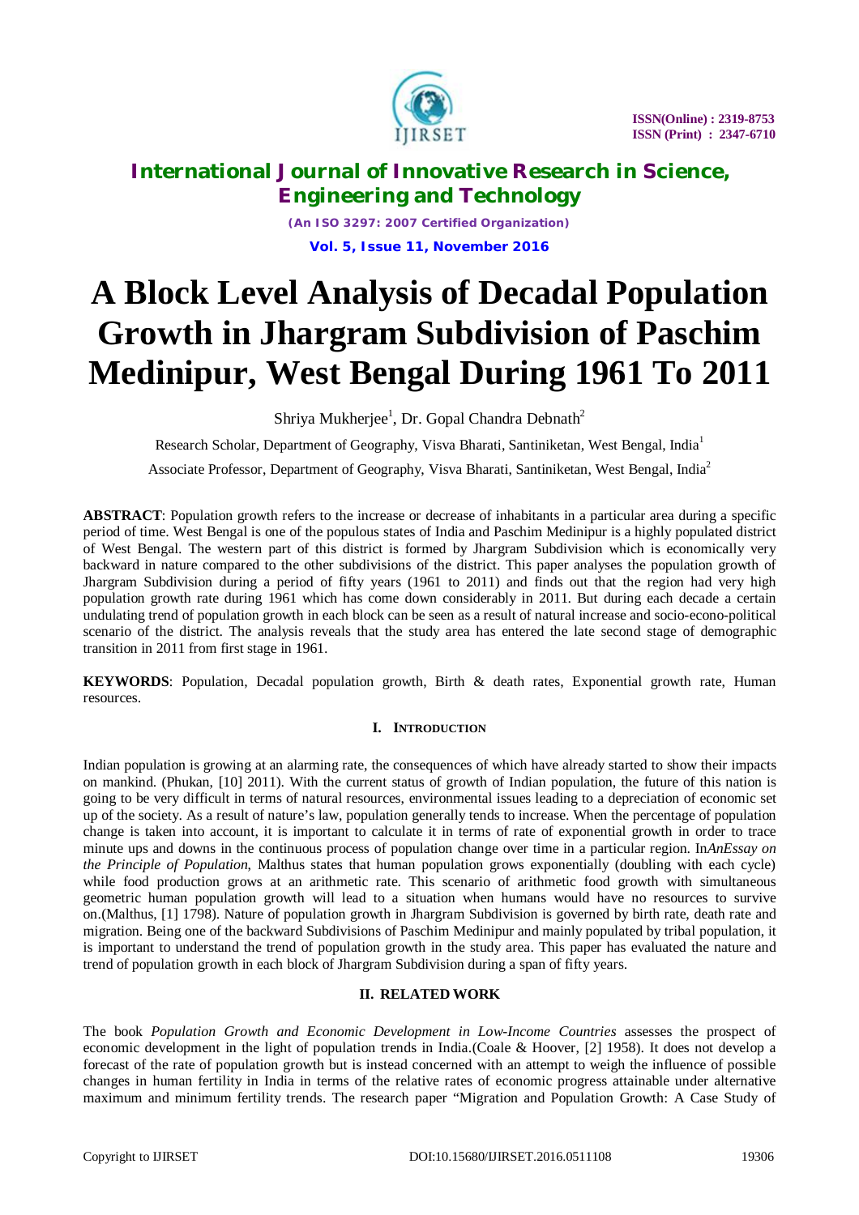# A Block Level Analysis of Decadal Population Growth in Jhargram Subdivision of Paschim Medinipur, West Bengal During 1961 To 2011

Shriya Mukherjee[1], Dr. Gopal Chandra Debnath[2]

Research Scholar, Department of Geography, Visva Bharati, Santiniketan, West Bengal, India[1]

Associate Professor, Department of Geography, Visva Bharati, Santiniketan, West Bengal, India[2]

**ABSTRACT**: Population growth refers to the increase or decrease of inhabitants in a particular area during a specific period of time. West Bengal is one of the populous states of India and Paschim Medinipur is a highly populated district of West Bengal. The western part of this district is formed by Jhargram Subdivision which is economically very backward in nature compared to the other subdivisions of the district. This paper analyses the population growth of Jhargram Subdivision during a period of fifty years (1961 to 2011) and finds out that the region had very high population growth rate during 1961 which has come down considerably in 2011. But during each decade a certain undulating trend of population growth in each block can be seen as a result of natural increase and socio-econo-political scenario of the district. The analysis reveals that the study area has entered the late second stage of demographic transition in 2011 from first stage in 1961.

**KEYWORDS**: Population, Decadal population growth, Birth & death rates, Exponential growth rate, Human resources.

## I. INTRODUCTION

Indian population is growing at an alarming rate, the consequences of which have already started to show their impacts on mankind. (Phukan, [10] 2011). With the current status of growth of Indian population, the future of this nation is going to be very difficult in terms of natural resources, environmental issues leading to a depreciation of economic set up of the society. As a result of nature's law, population generally tends to increase. When the percentage of population change is taken into account, it is important to calculate it in terms of rate of exponential growth in order to trace minute ups and downs in the continuous process of population change over time in a particular region. In*AnEssay on the Principle of Population*, Malthus states that human population grows exponentially (doubling with each cycle) while food production grows at an arithmetic rate. This scenario of arithmetic food growth with simultaneous geometric human population growth will lead to a situation when humans would have no resources to survive on.(Malthus, [1] 1798). Nature of population growth in Jhargram Subdivision is governed by birth rate, death rate and migration. Being one of the backward Subdivisions of Paschim Medinipur and mainly populated by tribal population, it is important to understand the trend of population growth in the study area. This paper has evaluated the nature and trend of population growth in each block of Jhargram Subdivision during a span of fifty years.

## II. RELATED WORK

The book *Population Growth and Economic Development in Low-Income Countries* assesses the prospect of economic development in the light of population trends in India.(Coale & Hoover, [2] 1958). It does not develop a forecast of the rate of population growth but is instead concerned with an attempt to weigh the influence of possible changes in human fertility in India in terms of the relative rates of economic progress attainable under alternative maximum and minimum fertility trends. The research paper "Migration and Population Growth: A Case Study of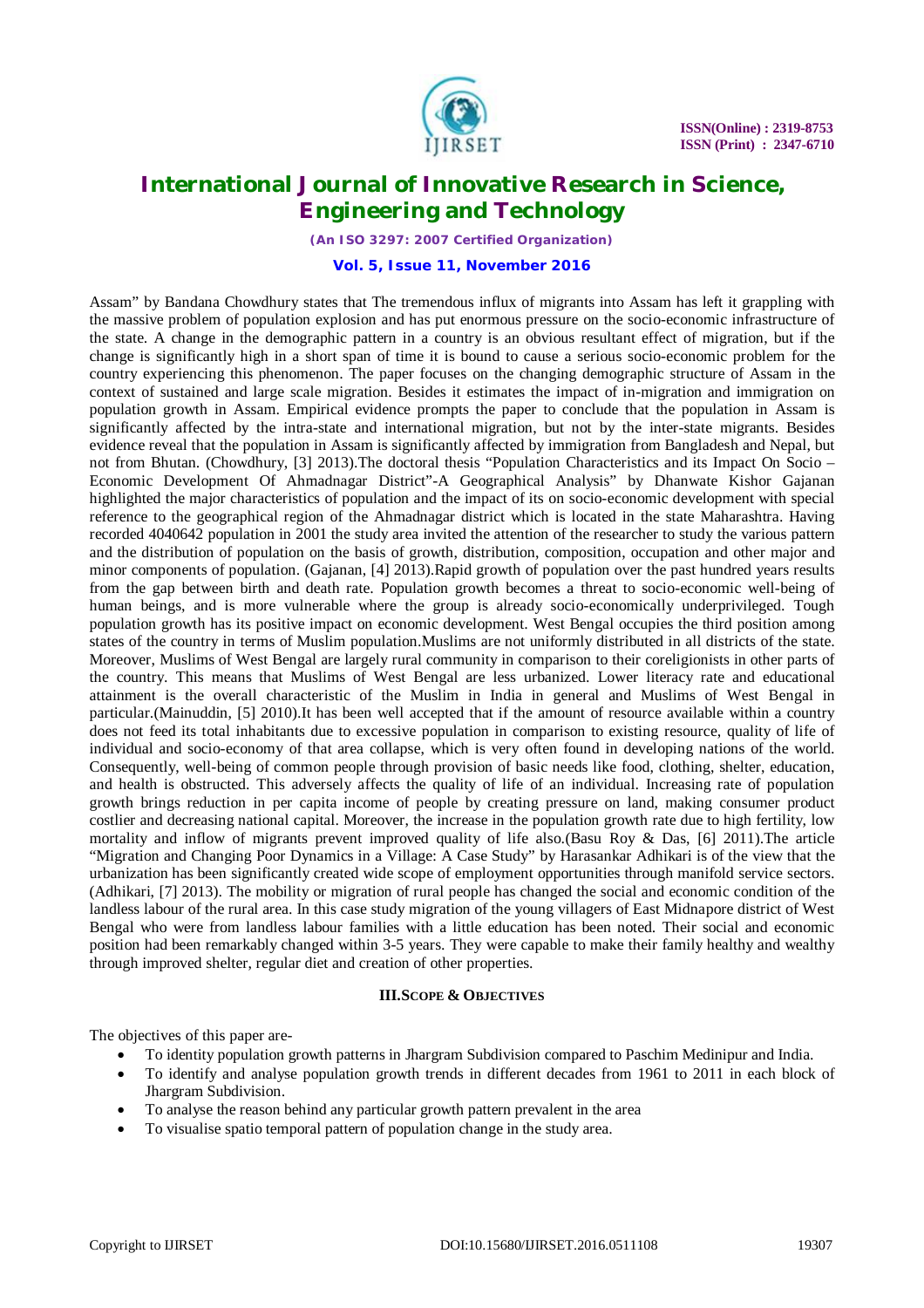Assam" by Bandana Chowdhury states that The tremendous influx of migrants into Assam has left it grappling with the massive problem of population explosion and has put enormous pressure on the socio-economic infrastructure of the state. A change in the demographic pattern in a country is an obvious resultant effect of migration, but if the change is significantly high in a short span of time it is bound to cause a serious socio-economic problem for the country experiencing this phenomenon. The paper focuses on the changing demographic structure of Assam in the context of sustained and large scale migration. Besides it estimates the impact of in-migration and immigration on population growth in Assam. Empirical evidence prompts the paper to conclude that the population in Assam is significantly affected by the intra-state and international migration, but not by the inter-state migrants. Besides evidence reveal that the population in Assam is significantly affected by immigration from Bangladesh and Nepal, but not from Bhutan. (Chowdhury, [3] 2013).The doctoral thesis "Population Characteristics and its Impact On Socio – Economic Development Of Ahmadnagar District"-A Geographical Analysis" by Dhanwate Kishor Gajanan highlighted the major characteristics of population and the impact of its on socio-economic development with special reference to the geographical region of the Ahmadnagar district which is located in the state Maharashtra. Having recorded 4040642 population in 2001 the study area invited the attention of the researcher to study the various pattern and the distribution of population on the basis of growth, distribution, composition, occupation and other major and minor components of population. (Gajanan, [4] 2013).Rapid growth of population over the past hundred years results from the gap between birth and death rate. Population growth becomes a threat to socio-economic well-being of human beings, and is more vulnerable where the group is already socio-economically underprivileged. Tough population growth has its positive impact on economic development. West Bengal occupies the third position among states of the country in terms of Muslim population.Muslims are not uniformly distributed in all districts of the state. Moreover, Muslims of West Bengal are largely rural community in comparison to their coreligionists in other parts of the country. This means that Muslims of West Bengal are less urbanized. Lower literacy rate and educational attainment is the overall characteristic of the Muslim in India in general and Muslims of West Bengal in particular.(Mainuddin, [5] 2010).It has been well accepted that if the amount of resource available within a country does not feed its total inhabitants due to excessive population in comparison to existing resource, quality of life of individual and socio-economy of that area collapse, which is very often found in developing nations of the world. Consequently, well-being of common people through provision of basic needs like food, clothing, shelter, education, and health is obstructed. This adversely affects the quality of life of an individual. Increasing rate of population growth brings reduction in per capita income of people by creating pressure on land, making consumer product costlier and decreasing national capital. Moreover, the increase in the population growth rate due to high fertility, low mortality and inflow of migrants prevent improved quality of life also.(Basu Roy & Das, [6] 2011).The article "Migration and Changing Poor Dynamics in a Village: A Case Study" by Harasankar Adhikari is of the view that the urbanization has been significantly created wide scope of employment opportunities through manifold service sectors. (Adhikari, [7] 2013). The mobility or migration of rural people has changed the social and economic condition of the landless labour of the rural area. In this case study migration of the young villagers of East Midnapore district of West Bengal who were from landless labour families with a little education has been noted. Their social and economic position had been remarkably changed within 3-5 years. They were capable to make their family healthy and wealthy through improved shelter, regular diet and creation of other properties.

## III. SCOPE & OBJECTIVES

The objectives of this paper are-

- To identity population growth patterns in Jhargram Subdivision compared to Paschim Medinipur and India.
- To identify and analyse population growth trends in different decades from 1961 to 2011 in each block of Jhargram Subdivision.
- To analyse the reason behind any particular growth pattern prevalent in the area
- To visualise spatio temporal pattern of population change in the study area.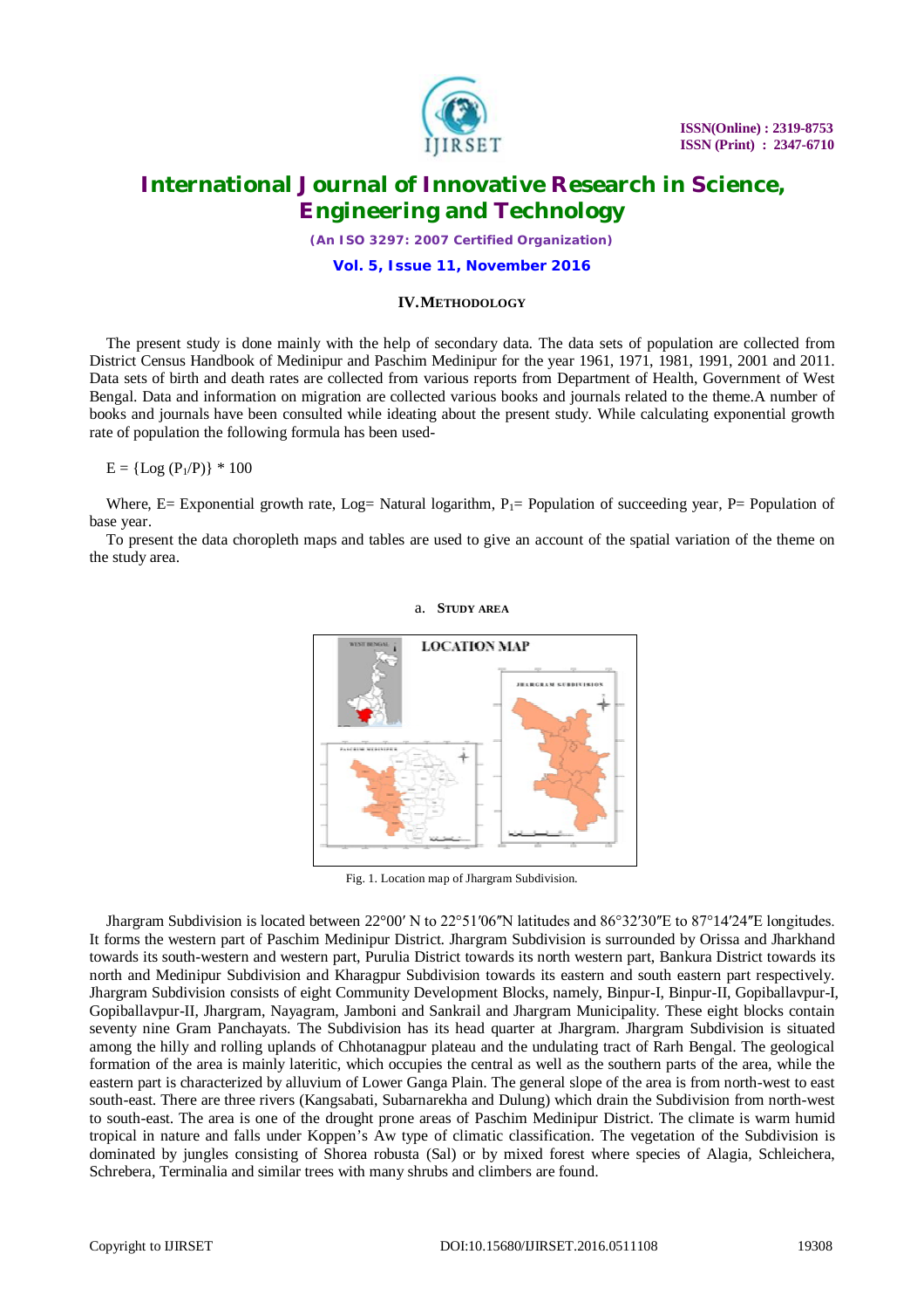## IV. METHODOLOGY

The present study is done mainly with the help of secondary data. The data sets of population are collected from District Census Handbook of Medinipur and Paschim Medinipur for the year 1961, 1971, 1981, 1991, 2001 and 2011. Data sets of birth and death rates are collected from various reports from Department of Health, Government of West Bengal. Data and information on migration are collected various books and journals related to the theme.A number of books and journals have been consulted while ideating about the present study. While calculating exponential growth rate of population the following formula has been used-

$$E = \{Log (P_1/P)\} * 100$$

Where, E= Exponential growth rate, Log= Natural logarithm, $P_1$= Population of succeeding year, P= Population of base year.

To present the data choropleth maps and tables are used to give an account of the spatial variation of the theme on the study area.

### a. STUDY AREA

Fig. 1. Location map of Jhargram Subdivision.

Jhargram Subdivision is located between 22°00′ N to 22°51′06″N latitudes and 86°32′30″E to 87°14′24″E longitudes. It forms the western part of Paschim Medinipur District. Jhargram Subdivision is surrounded by Orissa and Jharkhand towards its south-western and western part, Purulia District towards its north western part, Bankura District towards its north and Medinipur Subdivision and Kharagpur Subdivision towards its eastern and south eastern part respectively. Jhargram Subdivision consists of eight Community Development Blocks, namely, Binpur-I, Binpur-II, Gopiballavpur-I, Gopiballavpur-II, Jhargram, Nayagram, Jamboni and Sankrail and Jhargram Municipality. These eight blocks contain seventy nine Gram Panchayats. The Subdivision has its head quarter at Jhargram. Jhargram Subdivision is situated among the hilly and rolling uplands of Chhotanagpur plateau and the undulating tract of Rarh Bengal. The geological formation of the area is mainly lateritic, which occupies the central as well as the southern parts of the area, while the eastern part is characterized by alluvium of Lower Ganga Plain. The general slope of the area is from north-west to east south-east. There are three rivers (Kangsabati, Subarnarekha and Dulung) which drain the Subdivision from north-west to south-east. The area is one of the drought prone areas of Paschim Medinipur District. The climate is warm humid tropical in nature and falls under Koppen's Aw type of climatic classification. The vegetation of the Subdivision is dominated by jungles consisting of Shorea robusta (Sal) or by mixed forest where species of Alagia, Schleichera, Schrebera, Terminalia and similar trees with many shrubs and climbers are found.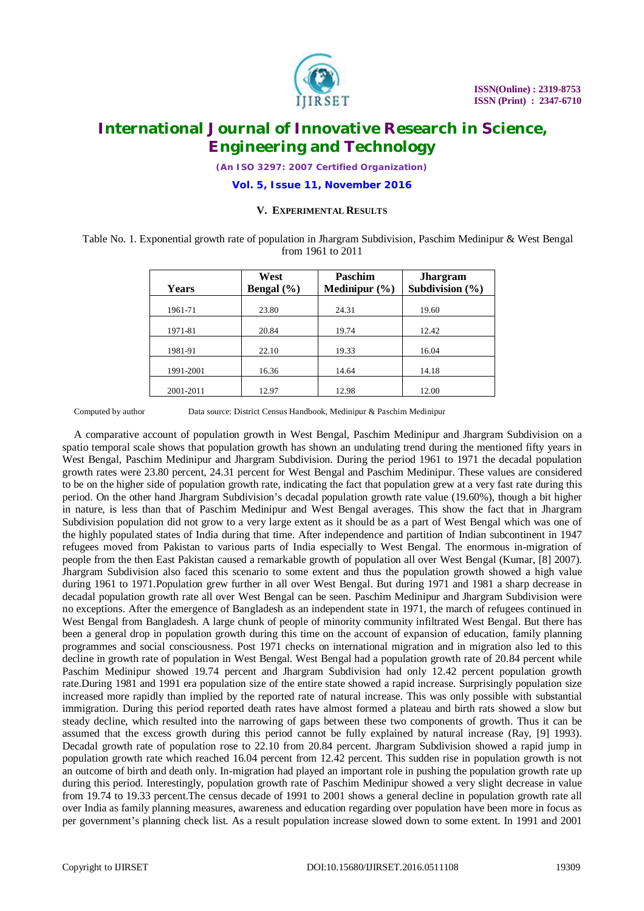## V. EXPERIMENTAL RESULTS

Table No. 1. Exponential growth rate of population in Jhargram Subdivision, Paschim Medinipur & West Bengal from 1961 to 2011

| Years | West Bengal (%) | Paschim Medinipur (%) | Jhargram Subdivision (%) |
|---|---|---|---|
| 1961-71 | 23.80 | 24.31 | 19.60 |
| 1971-81 | 20.84 | 19.74 | 12.42 |
| 1981-91 | 22.10 | 19.33 | 16.04 |
| 1991-2001 | 16.36 | 14.64 | 14.18 |
| 2001-2011 | 12.97 | 12.98 | 12.00 |

Computed by author        Data source: District Census Handbook, Medinipur & Paschim Medinipur

A comparative account of population growth in West Bengal, Paschim Medinipur and Jhargram Subdivision on a spatio temporal scale shows that population growth has shown an undulating trend during the mentioned fifty years in West Bengal, Paschim Medinipur and Jhargram Subdivision. During the period 1961 to 1971 the decadal population growth rates were 23.80 percent, 24.31 percent for West Bengal and Paschim Medinipur. These values are considered to be on the higher side of population growth rate, indicating the fact that population grew at a very fast rate during this period. On the other hand Jhargram Subdivision's decadal population growth rate value (19.60%), though a bit higher in nature, is less than that of Paschim Medinipur and West Bengal averages. This show the fact that in Jhargram Subdivision population did not grow to a very large extent as it should be as a part of West Bengal which was one of the highly populated states of India during that time. After independence and partition of Indian subcontinent in 1947 refugees moved from Pakistan to various parts of India especially to West Bengal. The enormous in-migration of people from the then East Pakistan caused a remarkable growth of population all over West Bengal (Kumar, [8] 2007). Jhargram Subdivision also faced this scenario to some extent and thus the population growth showed a high value during 1961 to 1971.Population grew further in all over West Bengal. But during 1971 and 1981 a sharp decrease in decadal population growth rate all over West Bengal can be seen. Paschim Medinipur and Jhargram Subdivision were no exceptions. After the emergence of Bangladesh as an independent state in 1971, the march of refugees continued in West Bengal from Bangladesh. A large chunk of people of minority community infiltrated West Bengal. But there has been a general drop in population growth during this time on the account of expansion of education, family planning programmes and social consciousness. Post 1971 checks on international migration and in migration also led to this decline in growth rate of population in West Bengal. West Bengal had a population growth rate of 20.84 percent while Paschim Medinipur showed 19.74 percent and Jhargram Subdivision had only 12.42 percent population growth rate.During 1981 and 1991 era population size of the entire state showed a rapid increase. Surprisingly population size increased more rapidly than implied by the reported rate of natural increase. This was only possible with substantial immigration. During this period reported death rates have almost formed a plateau and birth rats showed a slow but steady decline, which resulted into the narrowing of gaps between these two components of growth. Thus it can be assumed that the excess growth during this period cannot be fully explained by natural increase (Ray, [9] 1993). Decadal growth rate of population rose to 22.10 from 20.84 percent. Jhargram Subdivision showed a rapid jump in population growth rate which reached 16.04 percent from 12.42 percent. This sudden rise in population growth is not an outcome of birth and death only. In-migration had played an important role in pushing the population growth rate up during this period. Interestingly, population growth rate of Paschim Medinipur showed a very slight decrease in value from 19.74 to 19.33 percent.The census decade of 1991 to 2001 shows a general decline in population growth rate all over India as family planning measures, awareness and education regarding over population have been more in focus as per government's planning check list. As a result population increase slowed down to some extent. In 1991 and 2001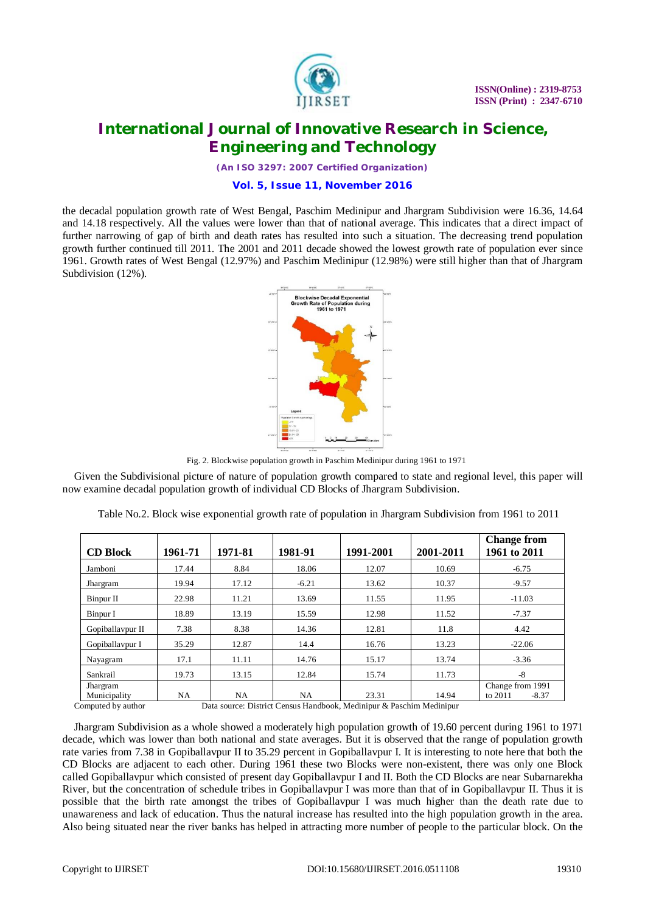the decadal population growth rate of West Bengal, Paschim Medinipur and Jhargram Subdivision were 16.36, 14.64 and 14.18 respectively. All the values were lower than that of national average. This indicates that a direct impact of further narrowing of gap of birth and death rates has resulted into such a situation. The decreasing trend population growth further continued till 2011. The 2001 and 2011 decade showed the lowest growth rate of population ever since 1961. Growth rates of West Bengal (12.97%) and Paschim Medinipur (12.98%) were still higher than that of Jhargram Subdivision (12%).

Fig. 2. Blockwise population growth in Paschim Medinipur during 1961 to 1971

Given the Subdivisional picture of nature of population growth compared to state and regional level, this paper will now examine decadal population growth of individual CD Blocks of Jhargram Subdivision.

Table No.2. Block wise exponential growth rate of population in Jhargram Subdivision from 1961 to 2011

| CD Block | 1961-71 | 1971-81 | 1981-91 | 1991-2001 | 2001-2011 | Change from 1961 to 2011 |
|---|---|---|---|---|---|---|
| Jamboni | 17.44 | 8.84 | 18.06 | 12.07 | 10.69 | -6.75 |
| Jhargram | 19.94 | 17.12 | -6.21 | 13.62 | 10.37 | -9.57 |
| Binpur II | 22.98 | 11.21 | 13.69 | 11.55 | 11.95 | -11.03 |
| Binpur I | 18.89 | 13.19 | 15.59 | 12.98 | 11.52 | -7.37 |
| Gopiballavpur II | 7.38 | 8.38 | 14.36 | 12.81 | 11.8 | 4.42 |
| Gopiballavpur I | 35.29 | 12.87 | 14.4 | 16.76 | 13.23 | -22.06 |
| Nayagram | 17.1 | 11.11 | 14.76 | 15.17 | 13.74 | -3.36 |
| Sankrail | 19.73 | 13.15 | 12.84 | 15.74 | 11.73 | -8 |
| Jhargram Municipality | NA | NA | NA | 23.31 | 14.94 | Change from 1991 to 2011 -8.37 |

Computed by author Data source: District Census Handbook, Medinipur & Paschim Medinipur

Jhargram Subdivision as a whole showed a moderately high population growth of 19.60 percent during 1961 to 1971 decade, which was lower than both national and state averages. But it is observed that the range of population growth rate varies from 7.38 in Gopiballavpur II to 35.29 percent in Gopiballavpur I. It is interesting to note here that both the CD Blocks are adjacent to each other. During 1961 these two Blocks were non-existent, there was only one Block called Gopiballavpur which consisted of present day Gopiballavpur I and II. Both the CD Blocks are near Subarnarekha River, but the concentration of schedule tribes in Gopiballavpur I was more than that of in Gopiballavpur II. Thus it is possible that the birth rate amongst the tribes of Gopiballavpur I was much higher than the death rate due to unawareness and lack of education. Thus the natural increase has resulted into the high population growth in the area. Also being situated near the river banks has helped in attracting more number of people to the particular block. On the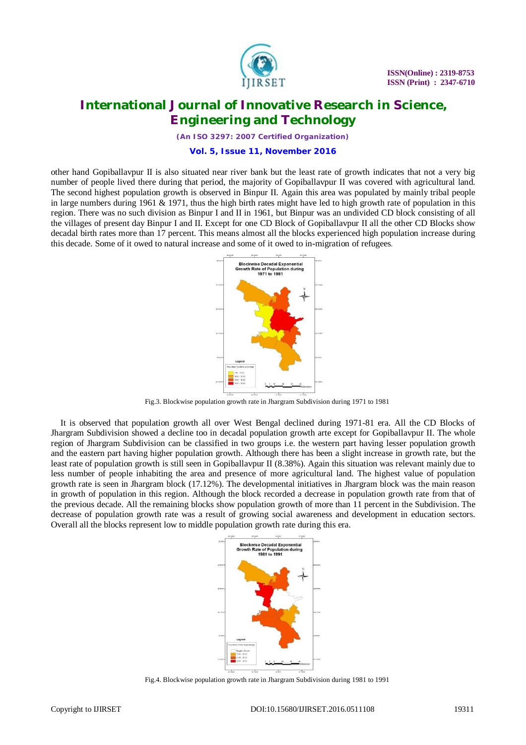other hand Gopiballavpur II is also situated near river bank but the least rate of growth indicates that not a very big number of people lived there during that period, the majority of Gopiballavpur II was covered with agricultural land. The second highest population growth is observed in Binpur II. Again this area was populated by mainly tribal people in large numbers during 1961 & 1971, thus the high birth rates might have led to high growth rate of population in this region. There was no such division as Binpur I and II in 1961, but Binpur was an undivided CD block consisting of all the villages of present day Binpur I and II. Except for one CD Block of Gopiballavpur II all the other CD Blocks show decadal birth rates more than 17 percent. This means almost all the blocks experienced high population increase during this decade. Some of it owed to natural increase and some of it owed to in-migration of refugees.

Fig.3. Blockwise population growth rate in Jhargram Subdivision during 1971 to 1981

It is observed that population growth all over West Bengal declined during 1971-81 era. All the CD Blocks of Jhargram Subdivision showed a decline too in decadal population growth arte except for Gopiballavpur II. The whole region of Jhargram Subdivision can be classified in two groups i.e. the western part having lesser population growth and the eastern part having higher population growth. Although there has been a slight increase in growth rate, but the least rate of population growth is still seen in Gopiballavpur II (8.38%). Again this situation was relevant mainly due to less number of people inhabiting the area and presence of more agricultural land. The highest value of population growth rate is seen in Jhargram block (17.12%). The developmental initiatives in Jhargram block was the main reason in growth of population in this region. Although the block recorded a decrease in population growth rate from that of the previous decade. All the remaining blocks show population growth of more than 11 percent in the Subdivision. The decrease of population growth rate was a result of growing social awareness and development in education sectors. Overall all the blocks represent low to middle population growth rate during this era.

Fig.4. Blockwise population growth rate in Jhargram Subdivision during 1981 to 1991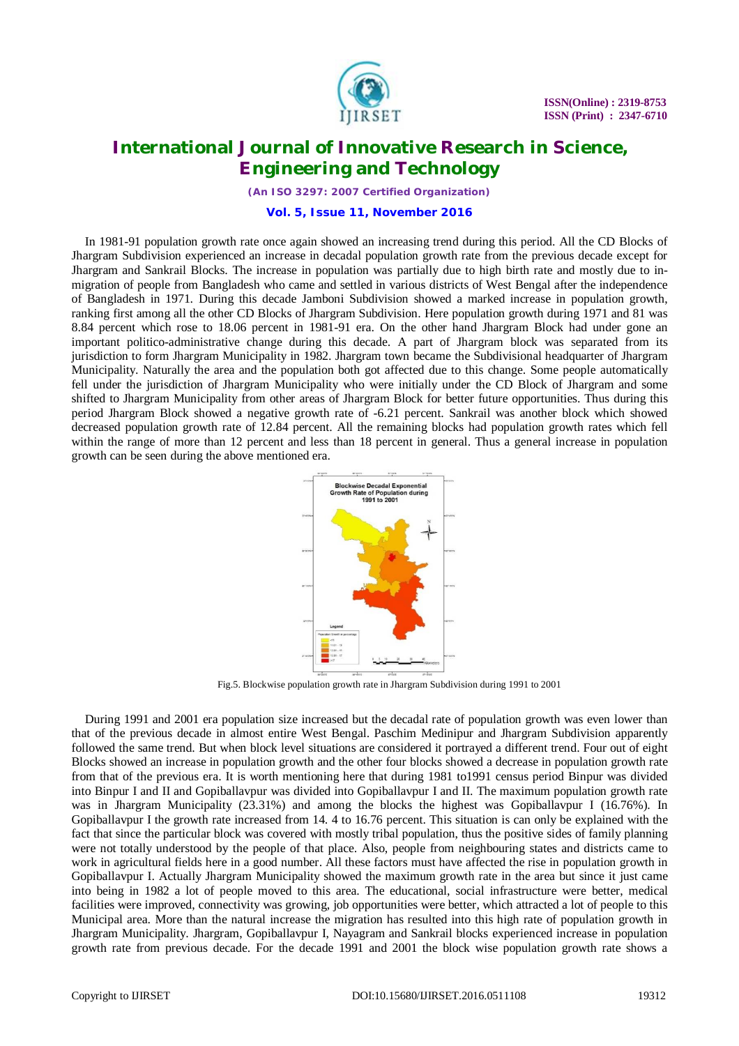In 1981-91 population growth rate once again showed an increasing trend during this period. All the CD Blocks of Jhargram Subdivision experienced an increase in decadal population growth rate from the previous decade except for Jhargram and Sankrail Blocks. The increase in population was partially due to high birth rate and mostly due to in-migration of people from Bangladesh who came and settled in various districts of West Bengal after the independence of Bangladesh in 1971. During this decade Jamboni Subdivision showed a marked increase in population growth, ranking first among all the other CD Blocks of Jhargram Subdivision. Here population growth during 1971 and 81 was 8.84 percent which rose to 18.06 percent in 1981-91 era. On the other hand Jhargram Block had under gone an important politico-administrative change during this decade. A part of Jhargram block was separated from its jurisdiction to form Jhargram Municipality in 1982. Jhargram town became the Subdivisional headquarter of Jhargram Municipality. Naturally the area and the population both got affected due to this change. Some people automatically fell under the jurisdiction of Jhargram Municipality who were initially under the CD Block of Jhargram and some shifted to Jhargram Municipality from other areas of Jhargram Block for better future opportunities. Thus during this period Jhargram Block showed a negative growth rate of -6.21 percent. Sankrail was another block which showed decreased population growth rate of 12.84 percent. All the remaining blocks had population growth rates which fell within the range of more than 12 percent and less than 18 percent in general. Thus a general increase in population growth can be seen during the above mentioned era.

Fig.5. Blockwise population growth rate in Jhargram Subdivision during 1991 to 2001

During 1991 and 2001 era population size increased but the decadal rate of population growth was even lower than that of the previous decade in almost entire West Bengal. Paschim Medinipur and Jhargram Subdivision apparently followed the same trend. But when block level situations are considered it portrayed a different trend. Four out of eight Blocks showed an increase in population growth and the other four blocks showed a decrease in population growth rate from that of the previous era. It is worth mentioning here that during 1981 to1991 census period Binpur was divided into Binpur I and II and Gopiballavpur was divided into Gopiballavpur I and II. The maximum population growth rate was in Jhargram Municipality (23.31%) and among the blocks the highest was Gopiballavpur I (16.76%). In Gopiballavpur I the growth rate increased from 14. 4 to 16.76 percent. This situation is can only be explained with the fact that since the particular block was covered with mostly tribal population, thus the positive sides of family planning were not totally understood by the people of that place. Also, people from neighbouring states and districts came to work in agricultural fields here in a good number. All these factors must have affected the rise in population growth in Gopiballavpur I. Actually Jhargram Municipality showed the maximum growth rate in the area but since it just came into being in 1982 a lot of people moved to this area. The educational, social infrastructure were better, medical facilities were improved, connectivity was growing, job opportunities were better, which attracted a lot of people to this Municipal area. More than the natural increase the migration has resulted into this high rate of population growth in Jhargram Municipality. Jhargram, Gopiballavpur I, Nayagram and Sankrail blocks experienced increase in population growth rate from previous decade. For the decade 1991 and 2001 the block wise population growth rate shows a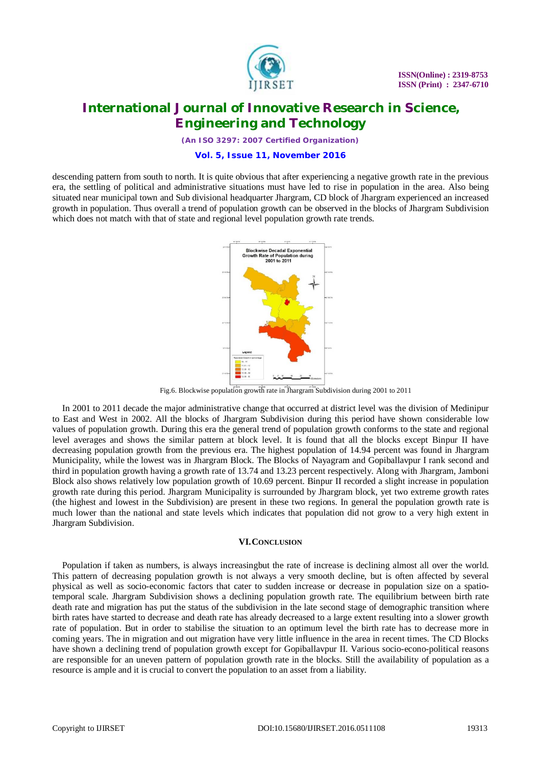descending pattern from south to north. It is quite obvious that after experiencing a negative growth rate in the previous era, the settling of political and administrative situations must have led to rise in population in the area. Also being situated near municipal town and Sub divisional headquarter Jhargram, CD block of Jhargram experienced an increased growth in population. Thus overall a trend of population growth can be observed in the blocks of Jhargram Subdivision which does not match with that of state and regional level population growth rate trends.

Fig.6. Blockwise population growth rate in Jhargram Subdivision during 2001 to 2011

In 2001 to 2011 decade the major administrative change that occurred at district level was the division of Medinipur to East and West in 2002. All the blocks of Jhargram Subdivision during this period have shown considerable low values of population growth. During this era the general trend of population growth conforms to the state and regional level averages and shows the similar pattern at block level. It is found that all the blocks except Binpur II have decreasing population growth from the previous era. The highest population of 14.94 percent was found in Jhargram Municipality, while the lowest was in Jhargram Block. The Blocks of Nayagram and Gopiballavpur I rank second and third in population growth having a growth rate of 13.74 and 13.23 percent respectively. Along with Jhargram, Jamboni Block also shows relatively low population growth of 10.69 percent. Binpur II recorded a slight increase in population growth rate during this period. Jhargram Municipality is surrounded by Jhargram block, yet two extreme growth rates (the highest and lowest in the Subdivision) are present in these two regions. In general the population growth rate is much lower than the national and state levels which indicates that population did not grow to a very high extent in Jhargram Subdivision.

## VI. CONCLUSION

Population if taken as numbers, is always increasingbut the rate of increase is declining almost all over the world. This pattern of decreasing population growth is not always a very smooth decline, but is often affected by several physical as well as socio-economic factors that cater to sudden increase or decrease in population size on a spatio-temporal scale. Jhargram Subdivision shows a declining population growth rate. The equilibrium between birth rate death rate and migration has put the status of the subdivision in the late second stage of demographic transition where birth rates have started to decrease and death rate has already decreased to a large extent resulting into a slower growth rate of population. But in order to stabilise the situation to an optimum level the birth rate has to decrease more in coming years. The in migration and out migration have very little influence in the area in recent times. The CD Blocks have shown a declining trend of population growth except for Gopiballavpur II. Various socio-econo-political reasons are responsible for an uneven pattern of population growth rate in the blocks. Still the availability of population as a resource is ample and it is crucial to convert the population to an asset from a liability.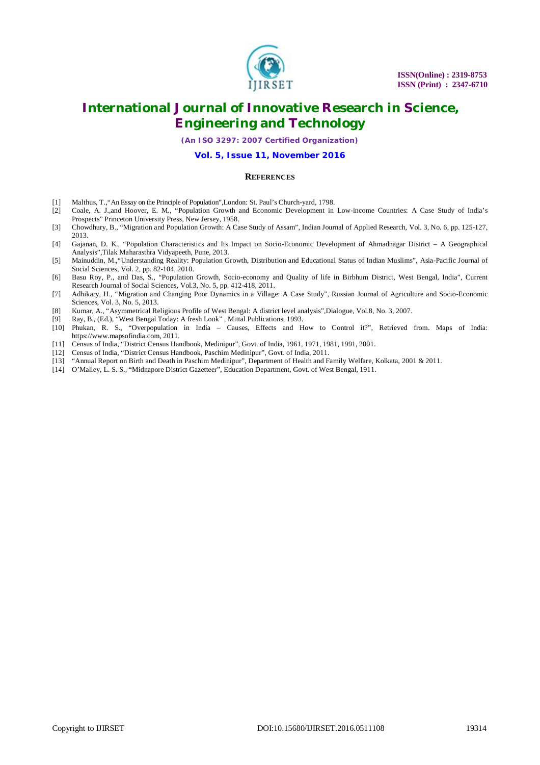## REFERENCES

[1] Malthus, T.,"An Essay on the Principle of Population",London: St. Paul's Church-yard, 1798.

[2] Coale, A. J.,and Hoover, E. M., "Population Growth and Economic Development in Low-income Countries: A Case Study of India's Prospects" Princeton University Press, New Jersey, 1958.

[3] Chowdhury, B., "Migration and Population Growth: A Case Study of Assam", Indian Journal of Applied Research, Vol. 3, No. 6, pp. 125-127, 2013.

[4] Gajanan, D. K., "Population Characteristics and Its Impact on Socio-Economic Development of Ahmadnagar District – A Geographical Analysis",Tilak Maharasthra Vidyapeeth, Pune, 2013.

[5] Mainuddin, M.,"Understanding Reality: Population Growth, Distribution and Educational Status of Indian Muslims", Asia-Pacific Journal of Social Sciences, Vol. 2, pp. 82-104, 2010.

[6] Basu Roy, P., and Das, S., "Population Growth, Socio-economy and Quality of life in Birbhum District, West Bengal, India", Current Research Journal of Social Sciences, Vol.3, No. 5, pp. 412-418, 2011.

[7] Adhikary, H., "Migration and Changing Poor Dynamics in a Village: A Case Study", Russian Journal of Agriculture and Socio-Economic Sciences, Vol. 3, No. 5, 2013.

[8] Kumar, A., "Asymmetrical Religious Profile of West Bengal: A district level analysis",Dialogue, Vol.8, No. 3, 2007.

[9] Ray, B., (Ed.), "West Bengal Today: A fresh Look" , Mittal Publications, 1993.

[10] Phukan, R. S., "Overpopulation in India – Causes, Effects and How to Control it?", Retrieved from. Maps of India: https://www.mapsofindia.com, 2011.

[11] Census of India, "District Census Handbook, Medinipur", Govt. of India, 1961, 1971, 1981, 1991, 2001.

[12] Census of India, "District Census Handbook, Paschim Medinipur", Govt. of India, 2011.

[13] "Annual Report on Birth and Death in Paschim Medinipur", Department of Health and Family Welfare, Kolkata, 2001 & 2011.

[14] O'Malley, L. S. S., "Midnapore District Gazetteer", Education Department, Govt. of West Bengal, 1911.